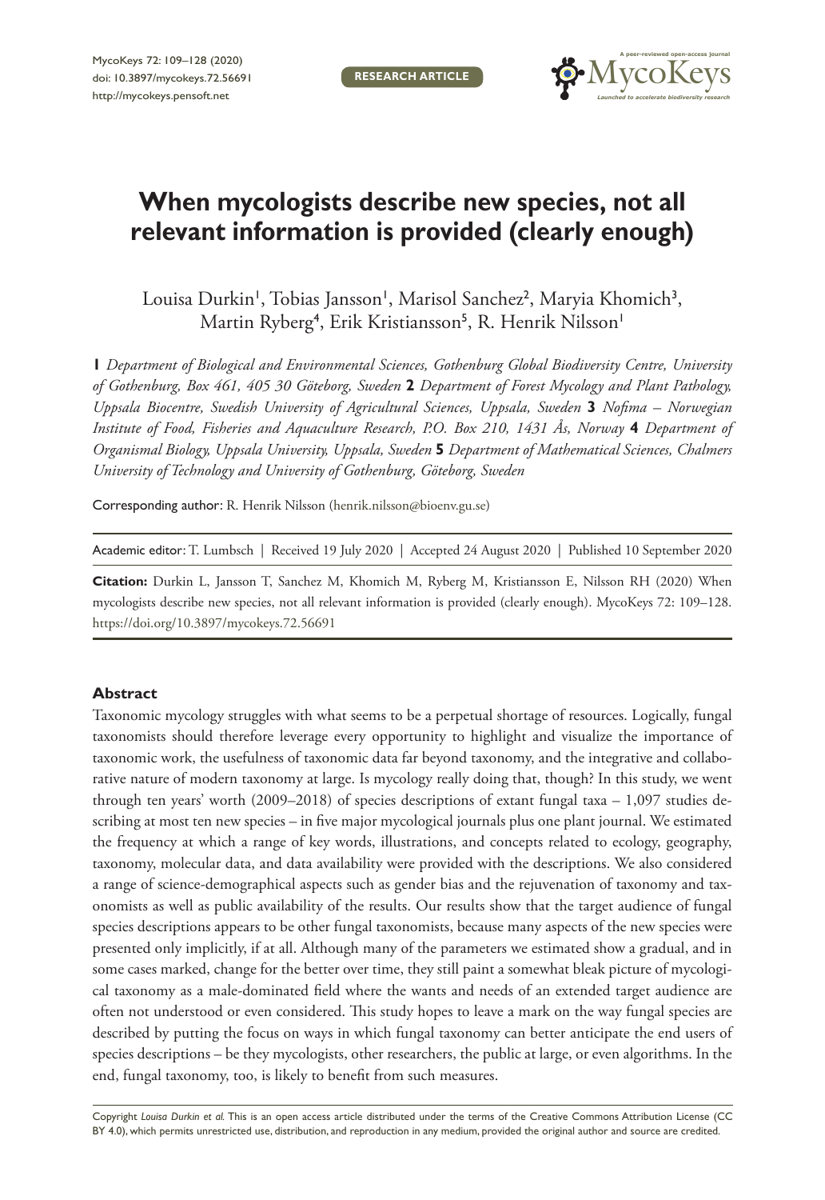RESEARCH ARTICLE

# When mycologists describe new species, not all relevant information is provided (clearly enough)

Louisa Durkin[1], Tobias Jansson[1], Marisol Sanchez[2], Maryia Khomich[3], Martin Ryberg[4], Erik Kristiansson[5], R. Henrik Nilsson[1]

**1** *Department of Biological and Environmental Sciences, Gothenburg Global Biodiversity Centre, University of Gothenburg, Box 461, 405 30 Göteborg, Sweden* **2** *Department of Forest Mycology and Plant Pathology, Uppsala Biocentre, Swedish University of Agricultural Sciences, Uppsala, Sweden* **3** *Nofima – Norwegian Institute of Food, Fisheries and Aquaculture Research, P.O. Box 210, 1431 Ås, Norway* **4** *Department of Organismal Biology, Uppsala University, Uppsala, Sweden* **5** *Department of Mathematical Sciences, Chalmers University of Technology and University of Gothenburg, Göteborg, Sweden*

Corresponding author: R. Henrik Nilsson (henrik.nilsson@bioenv.gu.se)

Academic editor: T. Lumbsch | Received 19 July 2020 | Accepted 24 August 2020 | Published 10 September 2020

**Citation:** Durkin L, Jansson T, Sanchez M, Khomich M, Ryberg M, Kristiansson E, Nilsson RH (2020) When mycologists describe new species, not all relevant information is provided (clearly enough). MycoKeys 72: 109–128. https://doi.org/10.3897/mycokeys.72.56691

## Abstract

Taxonomic mycology struggles with what seems to be a perpetual shortage of resources. Logically, fungal taxonomists should therefore leverage every opportunity to highlight and visualize the importance of taxonomic work, the usefulness of taxonomic data far beyond taxonomy, and the integrative and collaborative nature of modern taxonomy at large. Is mycology really doing that, though? In this study, we went through ten years' worth (2009–2018) of species descriptions of extant fungal taxa – 1,097 studies describing at most ten new species – in five major mycological journals plus one plant journal. We estimated the frequency at which a range of key words, illustrations, and concepts related to ecology, geography, taxonomy, molecular data, and data availability were provided with the descriptions. We also considered a range of science-demographical aspects such as gender bias and the rejuvenation of taxonomy and taxonomists as well as public availability of the results. Our results show that the target audience of fungal species descriptions appears to be other fungal taxonomists, because many aspects of the new species were presented only implicitly, if at all. Although many of the parameters we estimated show a gradual, and in some cases marked, change for the better over time, they still paint a somewhat bleak picture of mycological taxonomy as a male-dominated field where the wants and needs of an extended target audience are often not understood or even considered. This study hopes to leave a mark on the way fungal species are described by putting the focus on ways in which fungal taxonomy can better anticipate the end users of species descriptions – be they mycologists, other researchers, the public at large, or even algorithms. In the end, fungal taxonomy, too, is likely to benefit from such measures.

Copyright *Louisa Durkin et al.* This is an open access article distributed under the terms of the Creative Commons Attribution License (CC BY 4.0), which permits unrestricted use, distribution, and reproduction in any medium, provided the original author and source are credited.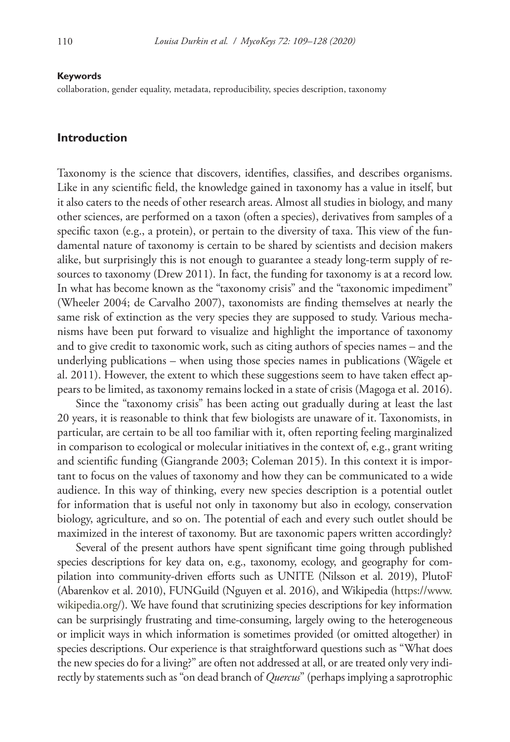#### Keywords

collaboration, gender equality, metadata, reproducibility, species description, taxonomy

## Introduction

Taxonomy is the science that discovers, identifies, classifies, and describes organisms. Like in any scientific field, the knowledge gained in taxonomy has a value in itself, but it also caters to the needs of other research areas. Almost all studies in biology, and many other sciences, are performed on a taxon (often a species), derivatives from samples of a specific taxon (e.g., a protein), or pertain to the diversity of taxa. This view of the fundamental nature of taxonomy is certain to be shared by scientists and decision makers alike, but surprisingly this is not enough to guarantee a steady long-term supply of resources to taxonomy (Drew 2011). In fact, the funding for taxonomy is at a record low. In what has become known as the "taxonomy crisis" and the "taxonomic impediment" (Wheeler 2004; de Carvalho 2007), taxonomists are finding themselves at nearly the same risk of extinction as the very species they are supposed to study. Various mechanisms have been put forward to visualize and highlight the importance of taxonomy and to give credit to taxonomic work, such as citing authors of species names – and the underlying publications – when using those species names in publications (Wägele et al. 2011). However, the extent to which these suggestions seem to have taken effect appears to be limited, as taxonomy remains locked in a state of crisis (Magoga et al. 2016).

Since the "taxonomy crisis" has been acting out gradually during at least the last 20 years, it is reasonable to think that few biologists are unaware of it. Taxonomists, in particular, are certain to be all too familiar with it, often reporting feeling marginalized in comparison to ecological or molecular initiatives in the context of, e.g., grant writing and scientific funding (Giangrande 2003; Coleman 2015). In this context it is important to focus on the values of taxonomy and how they can be communicated to a wide audience. In this way of thinking, every new species description is a potential outlet for information that is useful not only in taxonomy but also in ecology, conservation biology, agriculture, and so on. The potential of each and every such outlet should be maximized in the interest of taxonomy. But are taxonomic papers written accordingly?

Several of the present authors have spent significant time going through published species descriptions for key data on, e.g., taxonomy, ecology, and geography for compilation into community-driven efforts such as UNITE (Nilsson et al. 2019), PlutoF (Abarenkov et al. 2010), FUNGuild (Nguyen et al. 2016), and Wikipedia (https://www.wikipedia.org/). We have found that scrutinizing species descriptions for key information can be surprisingly frustrating and time-consuming, largely owing to the heterogeneous or implicit ways in which information is sometimes provided (or omitted altogether) in species descriptions. Our experience is that straightforward questions such as "What does the new species do for a living?" are often not addressed at all, or are treated only very indirectly by statements such as "on dead branch of *Quercus*" (perhaps implying a saprotrophic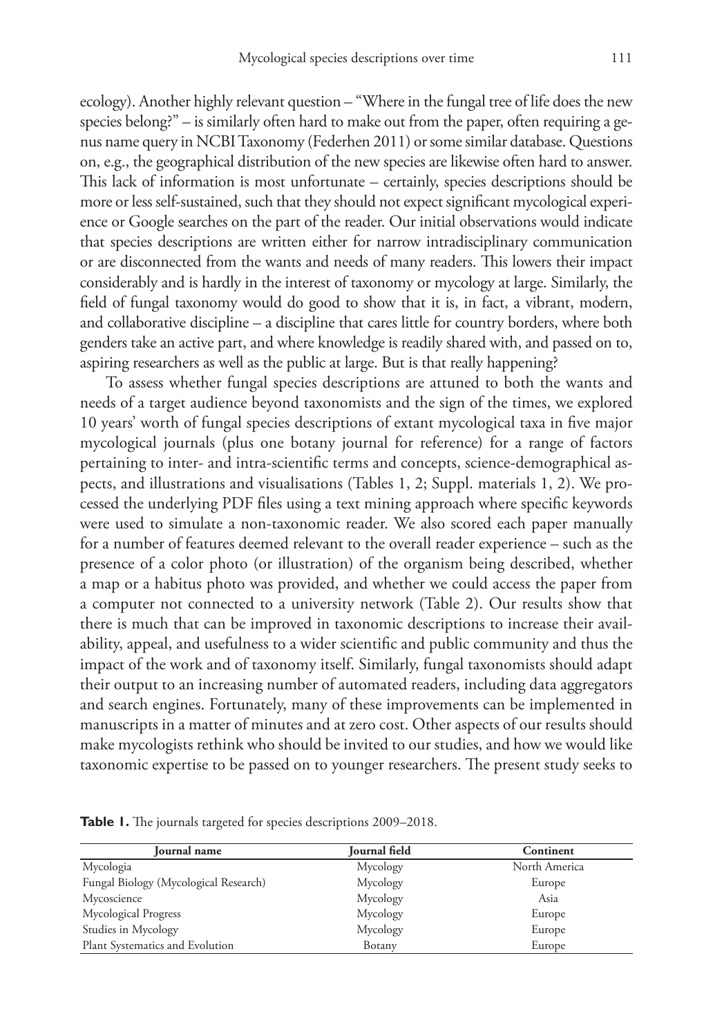ecology). Another highly relevant question – "Where in the fungal tree of life does the new species belong?" – is similarly often hard to make out from the paper, often requiring a genus name query in NCBI Taxonomy (Federhen 2011) or some similar database. Questions on, e.g., the geographical distribution of the new species are likewise often hard to answer. This lack of information is most unfortunate – certainly, species descriptions should be more or less self-sustained, such that they should not expect significant mycological experience or Google searches on the part of the reader. Our initial observations would indicate that species descriptions are written either for narrow intradisciplinary communication or are disconnected from the wants and needs of many readers. This lowers their impact considerably and is hardly in the interest of taxonomy or mycology at large. Similarly, the field of fungal taxonomy would do good to show that it is, in fact, a vibrant, modern, and collaborative discipline – a discipline that cares little for country borders, where both genders take an active part, and where knowledge is readily shared with, and passed on to, aspiring researchers as well as the public at large. But is that really happening?

To assess whether fungal species descriptions are attuned to both the wants and needs of a target audience beyond taxonomists and the sign of the times, we explored 10 years' worth of fungal species descriptions of extant mycological taxa in five major mycological journals (plus one botany journal for reference) for a range of factors pertaining to inter- and intra-scientific terms and concepts, science-demographical aspects, and illustrations and visualisations (Tables 1, 2; Suppl. materials 1, 2). We processed the underlying PDF files using a text mining approach where specific keywords were used to simulate a non-taxonomic reader. We also scored each paper manually for a number of features deemed relevant to the overall reader experience – such as the presence of a color photo (or illustration) of the organism being described, whether a map or a habitus photo was provided, and whether we could access the paper from a computer not connected to a university network (Table 2). Our results show that there is much that can be improved in taxonomic descriptions to increase their availability, appeal, and usefulness to a wider scientific and public community and thus the impact of the work and of taxonomy itself. Similarly, fungal taxonomists should adapt their output to an increasing number of automated readers, including data aggregators and search engines. Fortunately, many of these improvements can be implemented in manuscripts in a matter of minutes and at zero cost. Other aspects of our results should make mycologists rethink who should be invited to our studies, and how we would like taxonomic expertise to be passed on to younger researchers. The present study seeks to

**Table 1.** The journals targeted for species descriptions 2009–2018.

| Journal name | Journal field | Continent |
|---|---|---|
| Mycologia | Mycology | North America |
| Fungal Biology (Mycological Research) | Mycology | Europe |
| Mycoscience | Mycology | Asia |
| Mycological Progress | Mycology | Europe |
| Studies in Mycology | Mycology | Europe |
| Plant Systematics and Evolution | Botany | Europe |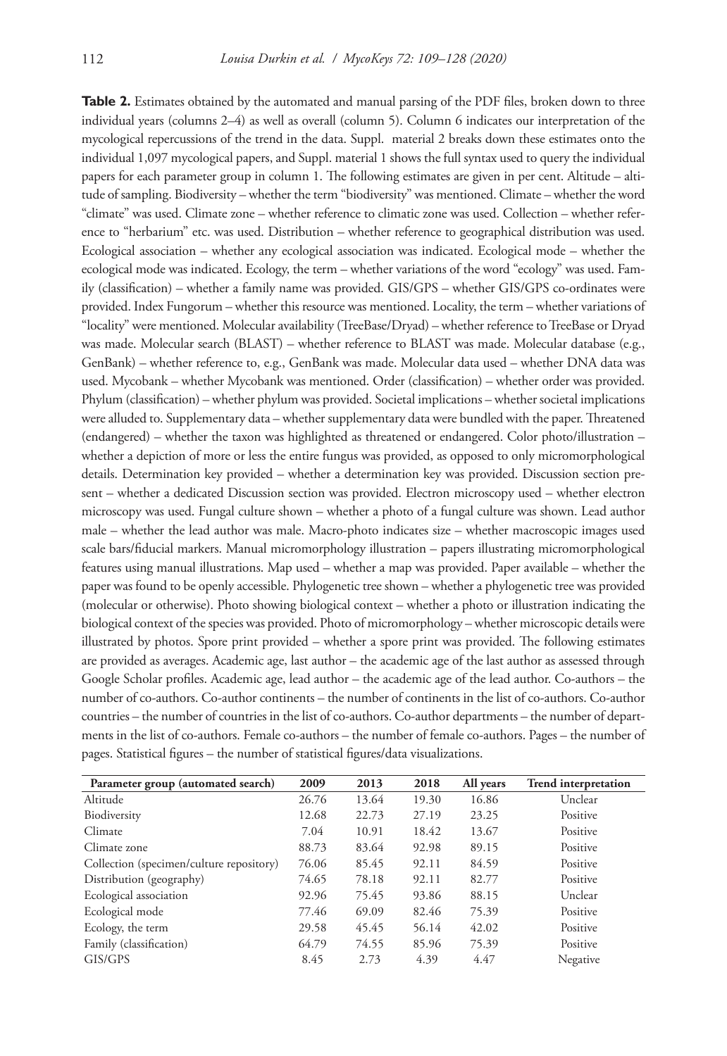**Table 2.** Estimates obtained by the automated and manual parsing of the PDF files, broken down to three individual years (columns 2–4) as well as overall (column 5). Column 6 indicates our interpretation of the mycological repercussions of the trend in the data. Suppl. material 2 breaks down these estimates onto the individual 1,097 mycological papers, and Suppl. material 1 shows the full syntax used to query the individual papers for each parameter group in column 1. The following estimates are given in per cent. Altitude – altitude of sampling. Biodiversity – whether the term "biodiversity" was mentioned. Climate – whether the word "climate" was used. Climate zone – whether reference to climatic zone was used. Collection – whether reference to "herbarium" etc. was used. Distribution – whether reference to geographical distribution was used. Ecological association – whether any ecological association was indicated. Ecological mode – whether the ecological mode was indicated. Ecology, the term – whether variations of the word "ecology" was used. Family (classification) – whether a family name was provided. GIS/GPS – whether GIS/GPS co-ordinates were provided. Index Fungorum – whether this resource was mentioned. Locality, the term – whether variations of "locality" were mentioned. Molecular availability (TreeBase/Dryad) – whether reference to TreeBase or Dryad was made. Molecular search (BLAST) – whether reference to BLAST was made. Molecular database (e.g., GenBank) – whether reference to, e.g., GenBank was made. Molecular data used – whether DNA data was used. Mycobank – whether Mycobank was mentioned. Order (classification) – whether order was provided. Phylum (classification) – whether phylum was provided. Societal implications – whether societal implications were alluded to. Supplementary data – whether supplementary data were bundled with the paper. Threatened (endangered) – whether the taxon was highlighted as threatened or endangered. Color photo/illustration – whether a depiction of more or less the entire fungus was provided, as opposed to only micromorphological details. Determination key provided – whether a determination key was provided. Discussion section present – whether a dedicated Discussion section was provided. Electron microscopy used – whether electron microscopy was used. Fungal culture shown – whether a photo of a fungal culture was shown. Lead author male – whether the lead author was male. Macro-photo indicates size – whether macroscopic images used scale bars/fiducial markers. Manual micromorphology illustration – papers illustrating micromorphological features using manual illustrations. Map used – whether a map was provided. Paper available – whether the paper was found to be openly accessible. Phylogenetic tree shown – whether a phylogenetic tree was provided (molecular or otherwise). Photo showing biological context – whether a photo or illustration indicating the biological context of the species was provided. Photo of micromorphology – whether microscopic details were illustrated by photos. Spore print provided – whether a spore print was provided. The following estimates are provided as averages. Academic age, last author – the academic age of the last author as assessed through Google Scholar profiles. Academic age, lead author – the academic age of the lead author. Co-authors – the number of co-authors. Co-author continents – the number of continents in the list of co-authors. Co-author countries – the number of countries in the list of co-authors. Co-author departments – the number of departments in the list of co-authors. Female co-authors – the number of female co-authors. Pages – the number of pages. Statistical figures – the number of statistical figures/data visualizations.

| Parameter group (automated search) | 2009 | 2013 | 2018 | All years | Trend interpretation |
|---|---|---|---|---|---|
| Altitude | 26.76 | 13.64 | 19.30 | 16.86 | Unclear |
| Biodiversity | 12.68 | 22.73 | 27.19 | 23.25 | Positive |
| Climate | 7.04 | 10.91 | 18.42 | 13.67 | Positive |
| Climate zone | 88.73 | 83.64 | 92.98 | 89.15 | Positive |
| Collection (specimen/culture repository) | 76.06 | 85.45 | 92.11 | 84.59 | Positive |
| Distribution (geography) | 74.65 | 78.18 | 92.11 | 82.77 | Positive |
| Ecological association | 92.96 | 75.45 | 93.86 | 88.15 | Unclear |
| Ecological mode | 77.46 | 69.09 | 82.46 | 75.39 | Positive |
| Ecology, the term | 29.58 | 45.45 | 56.14 | 42.02 | Positive |
| Family (classification) | 64.79 | 74.55 | 85.96 | 75.39 | Positive |
| GIS/GPS | 8.45 | 2.73 | 4.39 | 4.47 | Negative |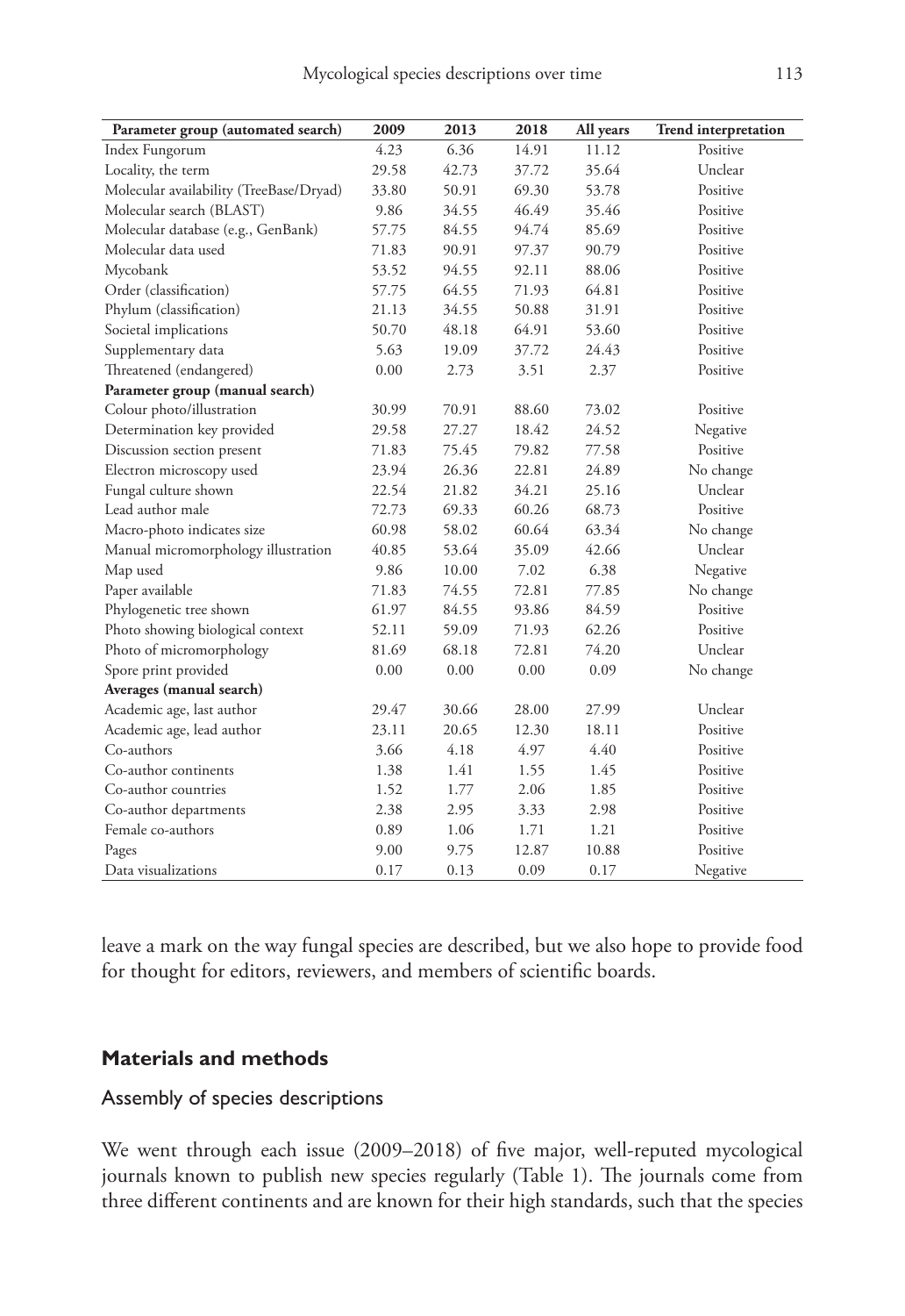| Parameter group (automated search) | 2009 | 2013 | 2018 | All years | Trend interpretation |
|---|---|---|---|---|---|
| Index Fungorum | 4.23 | 6.36 | 14.91 | 11.12 | Positive |
| Locality, the term | 29.58 | 42.73 | 37.72 | 35.64 | Unclear |
| Molecular availability (TreeBase/Dryad) | 33.80 | 50.91 | 69.30 | 53.78 | Positive |
| Molecular search (BLAST) | 9.86 | 34.55 | 46.49 | 35.46 | Positive |
| Molecular database (e.g., GenBank) | 57.75 | 84.55 | 94.74 | 85.69 | Positive |
| Molecular data used | 71.83 | 90.91 | 97.37 | 90.79 | Positive |
| Mycobank | 53.52 | 94.55 | 92.11 | 88.06 | Positive |
| Order (classification) | 57.75 | 64.55 | 71.93 | 64.81 | Positive |
| Phylum (classification) | 21.13 | 34.55 | 50.88 | 31.91 | Positive |
| Societal implications | 50.70 | 48.18 | 64.91 | 53.60 | Positive |
| Supplementary data | 5.63 | 19.09 | 37.72 | 24.43 | Positive |
| Threatened (endangered) | 0.00 | 2.73 | 3.51 | 2.37 | Positive |
| **Parameter group (manual search)** | | | | | |
| Colour photo/illustration | 30.99 | 70.91 | 88.60 | 73.02 | Positive |
| Determination key provided | 29.58 | 27.27 | 18.42 | 24.52 | Negative |
| Discussion section present | 71.83 | 75.45 | 79.82 | 77.58 | Positive |
| Electron microscopy used | 23.94 | 26.36 | 22.81 | 24.89 | No change |
| Fungal culture shown | 22.54 | 21.82 | 34.21 | 25.16 | Unclear |
| Lead author male | 72.73 | 69.33 | 60.26 | 68.73 | Positive |
| Macro-photo indicates size | 60.98 | 58.02 | 60.64 | 63.34 | No change |
| Manual micromorphology illustration | 40.85 | 53.64 | 35.09 | 42.66 | Unclear |
| Map used | 9.86 | 10.00 | 7.02 | 6.38 | Negative |
| Paper available | 71.83 | 74.55 | 72.81 | 77.85 | No change |
| Phylogenetic tree shown | 61.97 | 84.55 | 93.86 | 84.59 | Positive |
| Photo showing biological context | 52.11 | 59.09 | 71.93 | 62.26 | Positive |
| Photo of micromorphology | 81.69 | 68.18 | 72.81 | 74.20 | Unclear |
| Spore print provided | 0.00 | 0.00 | 0.00 | 0.09 | No change |
| **Averages (manual search)** | | | | | |
| Academic age, last author | 29.47 | 30.66 | 28.00 | 27.99 | Unclear |
| Academic age, lead author | 23.11 | 20.65 | 12.30 | 18.11 | Positive |
| Co-authors | 3.66 | 4.18 | 4.97 | 4.40 | Positive |
| Co-author continents | 1.38 | 1.41 | 1.55 | 1.45 | Positive |
| Co-author countries | 1.52 | 1.77 | 2.06 | 1.85 | Positive |
| Co-author departments | 2.38 | 2.95 | 3.33 | 2.98 | Positive |
| Female co-authors | 0.89 | 1.06 | 1.71 | 1.21 | Positive |
| Pages | 9.00 | 9.75 | 12.87 | 10.88 | Positive |
| Data visualizations | 0.17 | 0.13 | 0.09 | 0.17 | Negative |

leave a mark on the way fungal species are described, but we also hope to provide food for thought for editors, reviewers, and members of scientific boards.

## Materials and methods

### Assembly of species descriptions

We went through each issue (2009–2018) of five major, well-reputed mycological journals known to publish new species regularly (Table 1). The journals come from three different continents and are known for their high standards, such that the species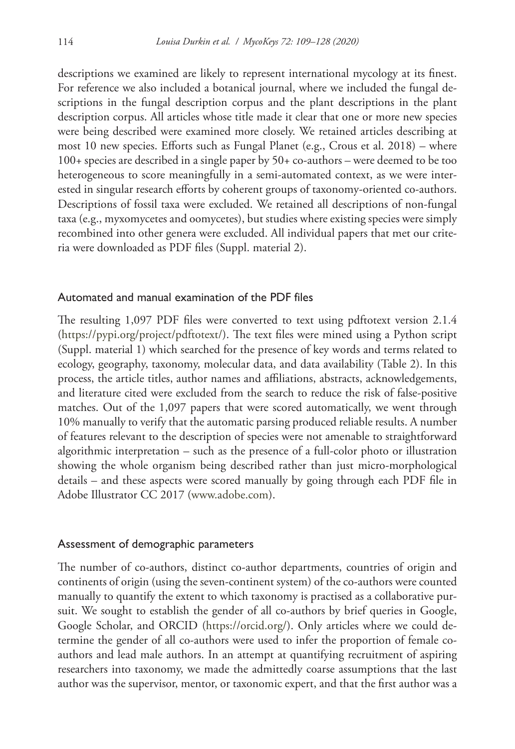descriptions we examined are likely to represent international mycology at its finest. For reference we also included a botanical journal, where we included the fungal descriptions in the fungal description corpus and the plant descriptions in the plant description corpus. All articles whose title made it clear that one or more new species were being described were examined more closely. We retained articles describing at most 10 new species. Efforts such as Fungal Planet (e.g., Crous et al. 2018) – where 100+ species are described in a single paper by 50+ co-authors – were deemed to be too heterogeneous to score meaningfully in a semi-automated context, as we were interested in singular research efforts by coherent groups of taxonomy-oriented co-authors. Descriptions of fossil taxa were excluded. We retained all descriptions of non-fungal taxa (e.g., myxomycetes and oomycetes), but studies where existing species were simply recombined into other genera were excluded. All individual papers that met our criteria were downloaded as PDF files (Suppl. material 2).

### Automated and manual examination of the PDF files

The resulting 1,097 PDF files were converted to text using pdftotext version 2.1.4 (https://pypi.org/project/pdftotext/). The text files were mined using a Python script (Suppl. material 1) which searched for the presence of key words and terms related to ecology, geography, taxonomy, molecular data, and data availability (Table 2). In this process, the article titles, author names and affiliations, abstracts, acknowledgements, and literature cited were excluded from the search to reduce the risk of false-positive matches. Out of the 1,097 papers that were scored automatically, we went through 10% manually to verify that the automatic parsing produced reliable results. A number of features relevant to the description of species were not amenable to straightforward algorithmic interpretation – such as the presence of a full-color photo or illustration showing the whole organism being described rather than just micro-morphological details – and these aspects were scored manually by going through each PDF file in Adobe Illustrator CC 2017 (www.adobe.com).

### Assessment of demographic parameters

The number of co-authors, distinct co-author departments, countries of origin and continents of origin (using the seven-continent system) of the co-authors were counted manually to quantify the extent to which taxonomy is practised as a collaborative pursuit. We sought to establish the gender of all co-authors by brief queries in Google, Google Scholar, and ORCID (https://orcid.org/). Only articles where we could determine the gender of all co-authors were used to infer the proportion of female co-authors and lead male authors. In an attempt at quantifying recruitment of aspiring researchers into taxonomy, we made the admittedly coarse assumptions that the last author was the supervisor, mentor, or taxonomic expert, and that the first author was a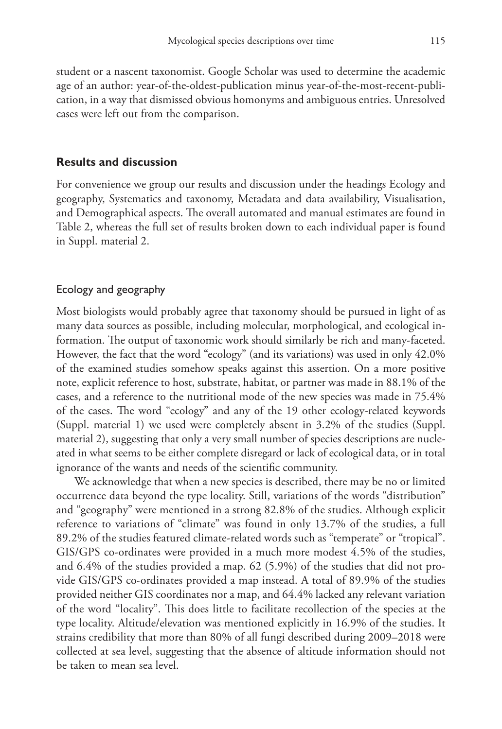student or a nascent taxonomist. Google Scholar was used to determine the academic age of an author: year-of-the-oldest-publication minus year-of-the-most-recent-publication, in a way that dismissed obvious homonyms and ambiguous entries. Unresolved cases were left out from the comparison.

## Results and discussion

For convenience we group our results and discussion under the headings Ecology and geography, Systematics and taxonomy, Metadata and data availability, Visualisation, and Demographical aspects. The overall automated and manual estimates are found in Table 2, whereas the full set of results broken down to each individual paper is found in Suppl. material 2.

### Ecology and geography

Most biologists would probably agree that taxonomy should be pursued in light of as many data sources as possible, including molecular, morphological, and ecological information. The output of taxonomic work should similarly be rich and many-faceted. However, the fact that the word "ecology" (and its variations) was used in only 42.0% of the examined studies somehow speaks against this assertion. On a more positive note, explicit reference to host, substrate, habitat, or partner was made in 88.1% of the cases, and a reference to the nutritional mode of the new species was made in 75.4% of the cases. The word "ecology" and any of the 19 other ecology-related keywords (Suppl. material 1) we used were completely absent in 3.2% of the studies (Suppl. material 2), suggesting that only a very small number of species descriptions are nucleated in what seems to be either complete disregard or lack of ecological data, or in total ignorance of the wants and needs of the scientific community.

We acknowledge that when a new species is described, there may be no or limited occurrence data beyond the type locality. Still, variations of the words "distribution" and "geography" were mentioned in a strong 82.8% of the studies. Although explicit reference to variations of "climate" was found in only 13.7% of the studies, a full 89.2% of the studies featured climate-related words such as "temperate" or "tropical". GIS/GPS co-ordinates were provided in a much more modest 4.5% of the studies, and 6.4% of the studies provided a map. 62 (5.9%) of the studies that did not provide GIS/GPS co-ordinates provided a map instead. A total of 89.9% of the studies provided neither GIS coordinates nor a map, and 64.4% lacked any relevant variation of the word "locality". This does little to facilitate recollection of the species at the type locality. Altitude/elevation was mentioned explicitly in 16.9% of the studies. It strains credibility that more than 80% of all fungi described during 2009–2018 were collected at sea level, suggesting that the absence of altitude information should not be taken to mean sea level.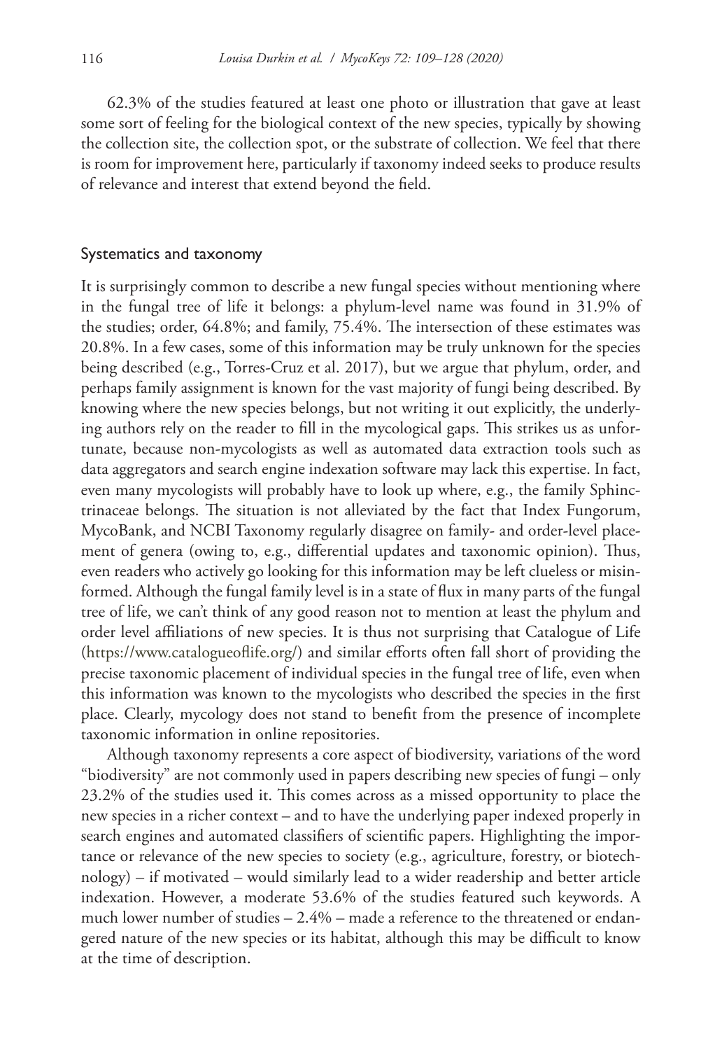62.3% of the studies featured at least one photo or illustration that gave at least some sort of feeling for the biological context of the new species, typically by showing the collection site, the collection spot, or the substrate of collection. We feel that there is room for improvement here, particularly if taxonomy indeed seeks to produce results of relevance and interest that extend beyond the field.

## Systematics and taxonomy

It is surprisingly common to describe a new fungal species without mentioning where in the fungal tree of life it belongs: a phylum-level name was found in 31.9% of the studies; order, 64.8%; and family, 75.4%. The intersection of these estimates was 20.8%. In a few cases, some of this information may be truly unknown for the species being described (e.g., Torres-Cruz et al. 2017), but we argue that phylum, order, and perhaps family assignment is known for the vast majority of fungi being described. By knowing where the new species belongs, but not writing it out explicitly, the underlying authors rely on the reader to fill in the mycological gaps. This strikes us as unfortunate, because non-mycologists as well as automated data extraction tools such as data aggregators and search engine indexation software may lack this expertise. In fact, even many mycologists will probably have to look up where, e.g., the family Sphinctrinaceae belongs. The situation is not alleviated by the fact that Index Fungorum, MycoBank, and NCBI Taxonomy regularly disagree on family- and order-level placement of genera (owing to, e.g., differential updates and taxonomic opinion). Thus, even readers who actively go looking for this information may be left clueless or misinformed. Although the fungal family level is in a state of flux in many parts of the fungal tree of life, we can't think of any good reason not to mention at least the phylum and order level affiliations of new species. It is thus not surprising that Catalogue of Life (https://www.catalogueoflife.org/) and similar efforts often fall short of providing the precise taxonomic placement of individual species in the fungal tree of life, even when this information was known to the mycologists who described the species in the first place. Clearly, mycology does not stand to benefit from the presence of incomplete taxonomic information in online repositories.

Although taxonomy represents a core aspect of biodiversity, variations of the word "biodiversity" are not commonly used in papers describing new species of fungi – only 23.2% of the studies used it. This comes across as a missed opportunity to place the new species in a richer context – and to have the underlying paper indexed properly in search engines and automated classifiers of scientific papers. Highlighting the importance or relevance of the new species to society (e.g., agriculture, forestry, or biotechnology) – if motivated – would similarly lead to a wider readership and better article indexation. However, a moderate 53.6% of the studies featured such keywords. A much lower number of studies – 2.4% – made a reference to the threatened or endangered nature of the new species or its habitat, although this may be difficult to know at the time of description.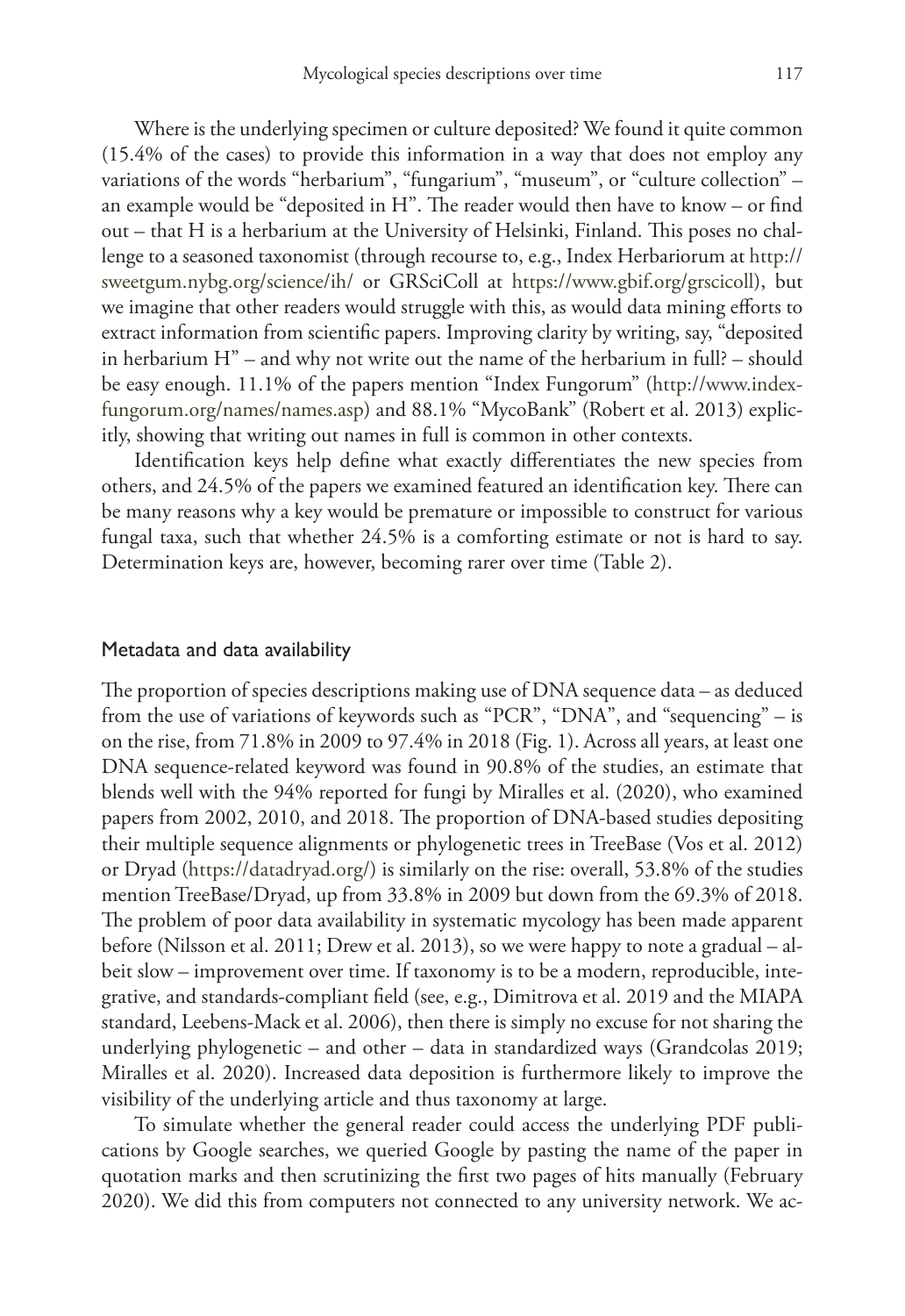Where is the underlying specimen or culture deposited? We found it quite common (15.4% of the cases) to provide this information in a way that does not employ any variations of the words "herbarium", "fungarium", "museum", or "culture collection" – an example would be "deposited in H". The reader would then have to know – or find out – that H is a herbarium at the University of Helsinki, Finland. This poses no challenge to a seasoned taxonomist (through recourse to, e.g., Index Herbariorum at http://sweetgum.nybg.org/science/ih/ or GRSciColl at https://www.gbif.org/grscicoll), but we imagine that other readers would struggle with this, as would data mining efforts to extract information from scientific papers. Improving clarity by writing, say, "deposited in herbarium H" – and why not write out the name of the herbarium in full? – should be easy enough. 11.1% of the papers mention "Index Fungorum" (http://www.indexfungorum.org/names/names.asp) and 88.1% "MycoBank" (Robert et al. 2013) explicitly, showing that writing out names in full is common in other contexts.

Identification keys help define what exactly differentiates the new species from others, and 24.5% of the papers we examined featured an identification key. There can be many reasons why a key would be premature or impossible to construct for various fungal taxa, such that whether 24.5% is a comforting estimate or not is hard to say. Determination keys are, however, becoming rarer over time (Table 2).

## Metadata and data availability

The proportion of species descriptions making use of DNA sequence data – as deduced from the use of variations of keywords such as "PCR", "DNA", and "sequencing" – is on the rise, from 71.8% in 2009 to 97.4% in 2018 (Fig. 1). Across all years, at least one DNA sequence-related keyword was found in 90.8% of the studies, an estimate that blends well with the 94% reported for fungi by Miralles et al. (2020), who examined papers from 2002, 2010, and 2018. The proportion of DNA-based studies depositing their multiple sequence alignments or phylogenetic trees in TreeBase (Vos et al. 2012) or Dryad (https://datadryad.org/) is similarly on the rise: overall, 53.8% of the studies mention TreeBase/Dryad, up from 33.8% in 2009 but down from the 69.3% of 2018. The problem of poor data availability in systematic mycology has been made apparent before (Nilsson et al. 2011; Drew et al. 2013), so we were happy to note a gradual – albeit slow – improvement over time. If taxonomy is to be a modern, reproducible, integrative, and standards-compliant field (see, e.g., Dimitrova et al. 2019 and the MIAPA standard, Leebens-Mack et al. 2006), then there is simply no excuse for not sharing the underlying phylogenetic – and other – data in standardized ways (Grandcolas 2019; Miralles et al. 2020). Increased data deposition is furthermore likely to improve the visibility of the underlying article and thus taxonomy at large.

To simulate whether the general reader could access the underlying PDF publications by Google searches, we queried Google by pasting the name of the paper in quotation marks and then scrutinizing the first two pages of hits manually (February 2020). We did this from computers not connected to any university network. We ac-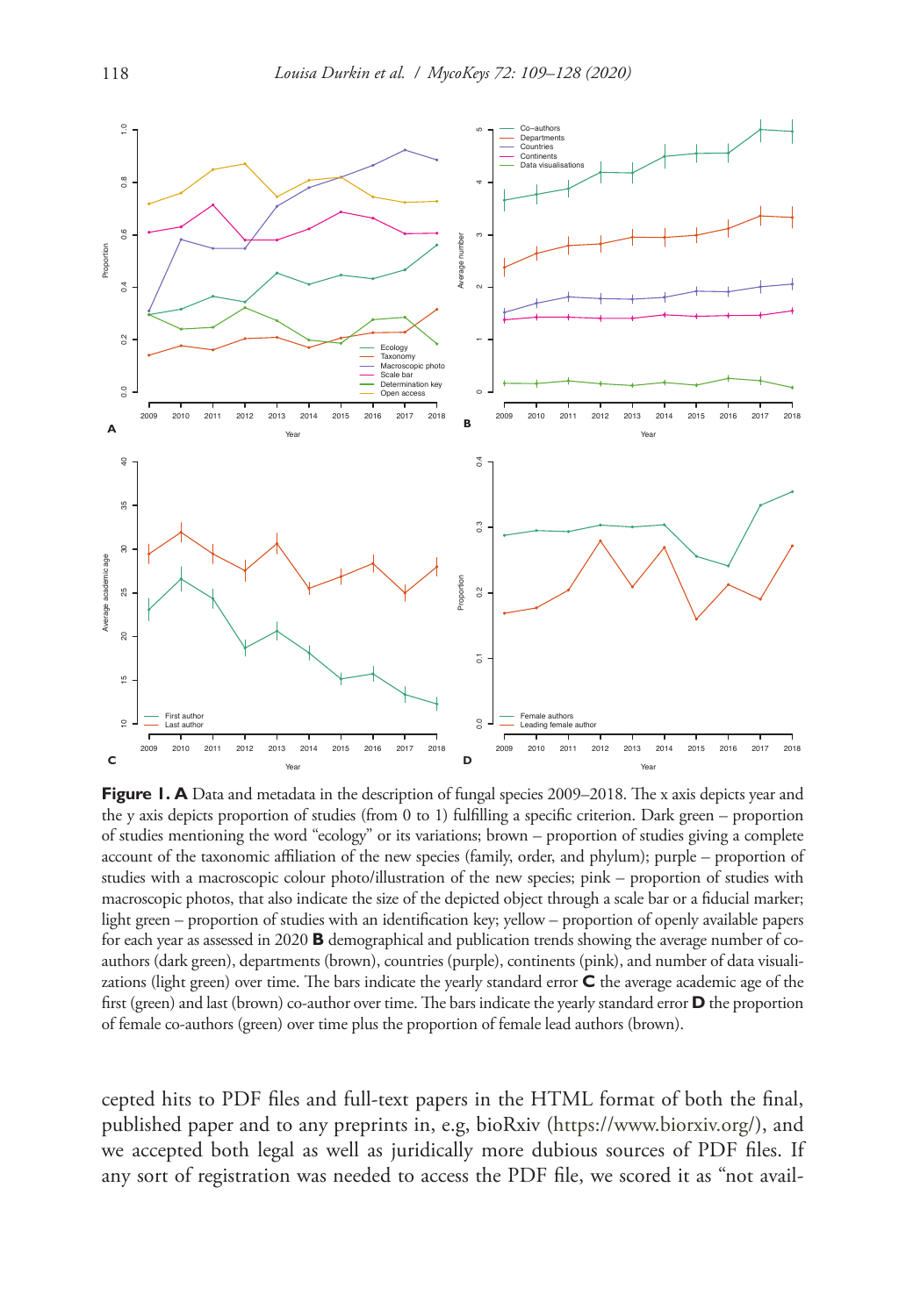**Figure 1. A** Data and metadata in the description of fungal species 2009–2018. The x axis depicts year and the y axis depicts proportion of studies (from 0 to 1) fulfilling a specific criterion. Dark green – proportion of studies mentioning the word "ecology" or its variations; brown – proportion of studies giving a complete account of the taxonomic affiliation of the new species (family, order, and phylum); purple – proportion of studies with a macroscopic colour photo/illustration of the new species; pink – proportion of studies with macroscopic photos, that also indicate the size of the depicted object through a scale bar or a fiducial marker; light green – proportion of studies with an identification key; yellow – proportion of openly available papers for each year as assessed in 2020 **B** demographical and publication trends showing the average number of co-authors (dark green), departments (brown), countries (purple), continents (pink), and number of data visualizations (light green) over time. The bars indicate the yearly standard error **C** the average academic age of the first (green) and last (brown) co-author over time. The bars indicate the yearly standard error **D** the proportion of female co-authors (green) over time plus the proportion of female lead authors (brown).

cepted hits to PDF files and full-text papers in the HTML format of both the final, published paper and to any preprints in, e.g, bioRxiv (https://www.biorxiv.org/), and we accepted both legal as well as juridically more dubious sources of PDF files. If any sort of registration was needed to access the PDF file, we scored it as "not avail-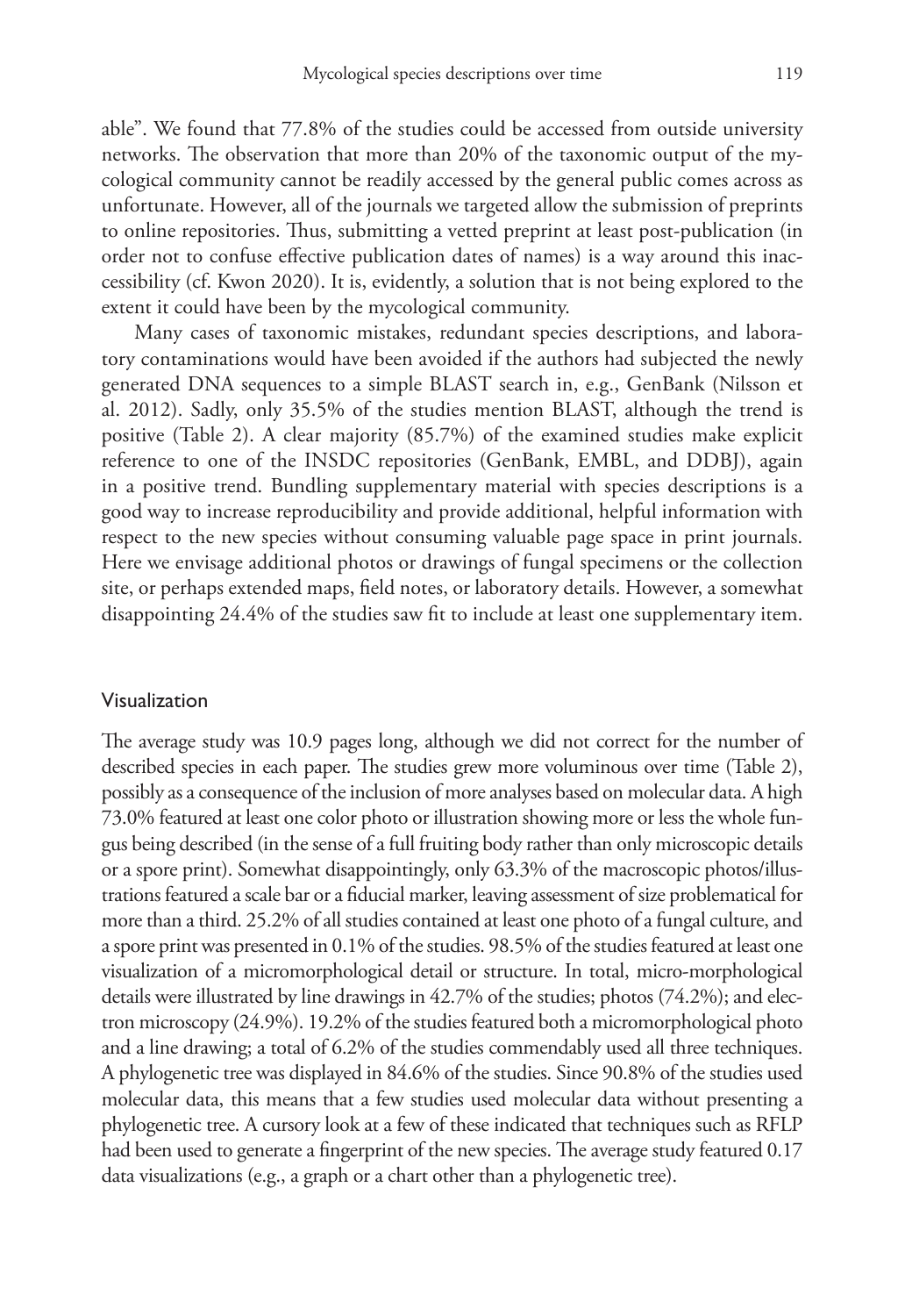able". We found that 77.8% of the studies could be accessed from outside university networks. The observation that more than 20% of the taxonomic output of the mycological community cannot be readily accessed by the general public comes across as unfortunate. However, all of the journals we targeted allow the submission of preprints to online repositories. Thus, submitting a vetted preprint at least post-publication (in order not to confuse effective publication dates of names) is a way around this inaccessibility (cf. Kwon 2020). It is, evidently, a solution that is not being explored to the extent it could have been by the mycological community.

Many cases of taxonomic mistakes, redundant species descriptions, and laboratory contaminations would have been avoided if the authors had subjected the newly generated DNA sequences to a simple BLAST search in, e.g., GenBank (Nilsson et al. 2012). Sadly, only 35.5% of the studies mention BLAST, although the trend is positive (Table 2). A clear majority (85.7%) of the examined studies make explicit reference to one of the INSDC repositories (GenBank, EMBL, and DDBJ), again in a positive trend. Bundling supplementary material with species descriptions is a good way to increase reproducibility and provide additional, helpful information with respect to the new species without consuming valuable page space in print journals. Here we envisage additional photos or drawings of fungal specimens or the collection site, or perhaps extended maps, field notes, or laboratory details. However, a somewhat disappointing 24.4% of the studies saw fit to include at least one supplementary item.

## Visualization

The average study was 10.9 pages long, although we did not correct for the number of described species in each paper. The studies grew more voluminous over time (Table 2), possibly as a consequence of the inclusion of more analyses based on molecular data. A high 73.0% featured at least one color photo or illustration showing more or less the whole fungus being described (in the sense of a full fruiting body rather than only microscopic details or a spore print). Somewhat disappointingly, only 63.3% of the macroscopic photos/illustrations featured a scale bar or a fiducial marker, leaving assessment of size problematical for more than a third. 25.2% of all studies contained at least one photo of a fungal culture, and a spore print was presented in 0.1% of the studies. 98.5% of the studies featured at least one visualization of a micromorphological detail or structure. In total, micro-morphological details were illustrated by line drawings in 42.7% of the studies; photos (74.2%); and electron microscopy (24.9%). 19.2% of the studies featured both a micromorphological photo and a line drawing; a total of 6.2% of the studies commendably used all three techniques. A phylogenetic tree was displayed in 84.6% of the studies. Since 90.8% of the studies used molecular data, this means that a few studies used molecular data without presenting a phylogenetic tree. A cursory look at a few of these indicated that techniques such as RFLP had been used to generate a fingerprint of the new species. The average study featured 0.17 data visualizations (e.g., a graph or a chart other than a phylogenetic tree).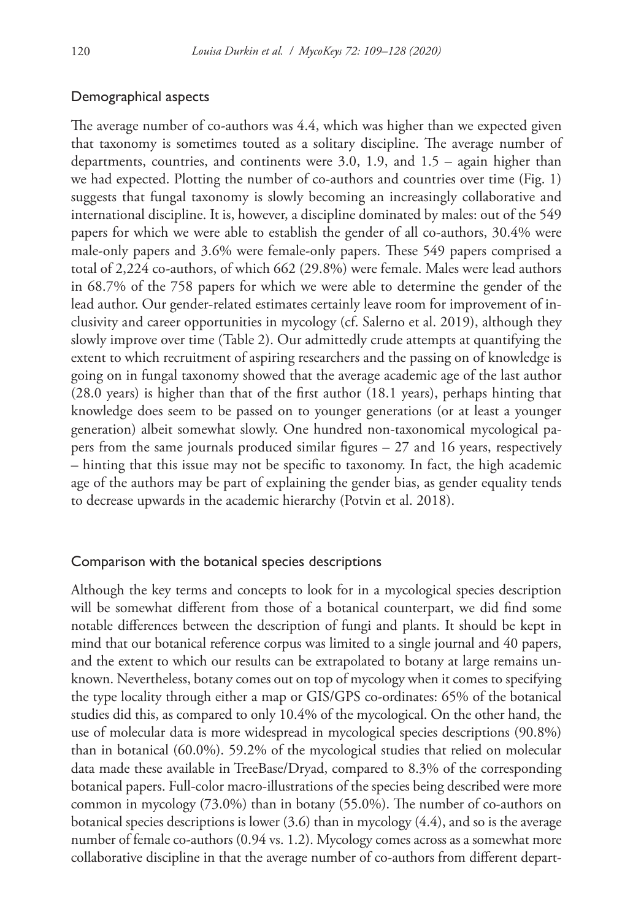### Demographical aspects

The average number of co-authors was 4.4, which was higher than we expected given that taxonomy is sometimes touted as a solitary discipline. The average number of departments, countries, and continents were 3.0, 1.9, and 1.5 – again higher than we had expected. Plotting the number of co-authors and countries over time (Fig. 1) suggests that fungal taxonomy is slowly becoming an increasingly collaborative and international discipline. It is, however, a discipline dominated by males: out of the 549 papers for which we were able to establish the gender of all co-authors, 30.4% were male-only papers and 3.6% were female-only papers. These 549 papers comprised a total of 2,224 co-authors, of which 662 (29.8%) were female. Males were lead authors in 68.7% of the 758 papers for which we were able to determine the gender of the lead author. Our gender-related estimates certainly leave room for improvement of inclusivity and career opportunities in mycology (cf. Salerno et al. 2019), although they slowly improve over time (Table 2). Our admittedly crude attempts at quantifying the extent to which recruitment of aspiring researchers and the passing on of knowledge is going on in fungal taxonomy showed that the average academic age of the last author (28.0 years) is higher than that of the first author (18.1 years), perhaps hinting that knowledge does seem to be passed on to younger generations (or at least a younger generation) albeit somewhat slowly. One hundred non-taxonomical mycological papers from the same journals produced similar figures – 27 and 16 years, respectively – hinting that this issue may not be specific to taxonomy. In fact, the high academic age of the authors may be part of explaining the gender bias, as gender equality tends to decrease upwards in the academic hierarchy (Potvin et al. 2018).

### Comparison with the botanical species descriptions

Although the key terms and concepts to look for in a mycological species description will be somewhat different from those of a botanical counterpart, we did find some notable differences between the description of fungi and plants. It should be kept in mind that our botanical reference corpus was limited to a single journal and 40 papers, and the extent to which our results can be extrapolated to botany at large remains unknown. Nevertheless, botany comes out on top of mycology when it comes to specifying the type locality through either a map or GIS/GPS co-ordinates: 65% of the botanical studies did this, as compared to only 10.4% of the mycological. On the other hand, the use of molecular data is more widespread in mycological species descriptions (90.8%) than in botanical (60.0%). 59.2% of the mycological studies that relied on molecular data made these available in TreeBase/Dryad, compared to 8.3% of the corresponding botanical papers. Full-color macro-illustrations of the species being described were more common in mycology (73.0%) than in botany (55.0%). The number of co-authors on botanical species descriptions is lower (3.6) than in mycology (4.4), and so is the average number of female co-authors (0.94 vs. 1.2). Mycology comes across as a somewhat more collaborative discipline in that the average number of co-authors from different depart-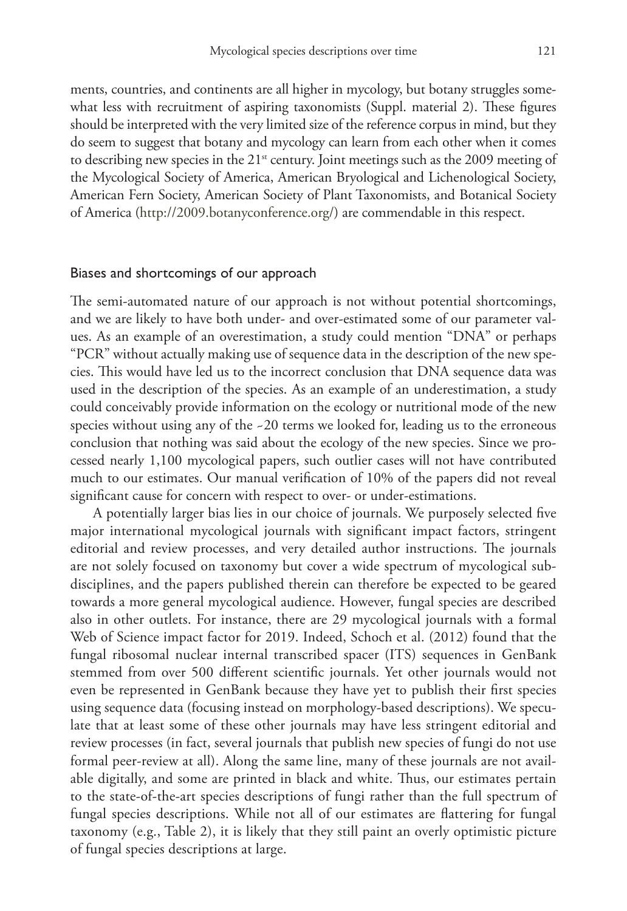ments, countries, and continents are all higher in mycology, but botany struggles somewhat less with recruitment of aspiring taxonomists (Suppl. material 2). These figures should be interpreted with the very limited size of the reference corpus in mind, but they do seem to suggest that botany and mycology can learn from each other when it comes to describing new species in the 21[st] century. Joint meetings such as the 2009 meeting of the Mycological Society of America, American Bryological and Lichenological Society, American Fern Society, American Society of Plant Taxonomists, and Botanical Society of America (http://2009.botanyconference.org/) are commendable in this respect.

## Biases and shortcomings of our approach

The semi-automated nature of our approach is not without potential shortcomings, and we are likely to have both under- and over-estimated some of our parameter values. As an example of an overestimation, a study could mention "DNA" or perhaps "PCR" without actually making use of sequence data in the description of the new species. This would have led us to the incorrect conclusion that DNA sequence data was used in the description of the species. As an example of an underestimation, a study could conceivably provide information on the ecology or nutritional mode of the new species without using any of the ~20 terms we looked for, leading us to the erroneous conclusion that nothing was said about the ecology of the new species. Since we processed nearly 1,100 mycological papers, such outlier cases will not have contributed much to our estimates. Our manual verification of 10% of the papers did not reveal significant cause for concern with respect to over- or under-estimations.

A potentially larger bias lies in our choice of journals. We purposely selected five major international mycological journals with significant impact factors, stringent editorial and review processes, and very detailed author instructions. The journals are not solely focused on taxonomy but cover a wide spectrum of mycological subdisciplines, and the papers published therein can therefore be expected to be geared towards a more general mycological audience. However, fungal species are described also in other outlets. For instance, there are 29 mycological journals with a formal Web of Science impact factor for 2019. Indeed, Schoch et al. (2012) found that the fungal ribosomal nuclear internal transcribed spacer (ITS) sequences in GenBank stemmed from over 500 different scientific journals. Yet other journals would not even be represented in GenBank because they have yet to publish their first species using sequence data (focusing instead on morphology-based descriptions). We speculate that at least some of these other journals may have less stringent editorial and review processes (in fact, several journals that publish new species of fungi do not use formal peer-review at all). Along the same line, many of these journals are not available digitally, and some are printed in black and white. Thus, our estimates pertain to the state-of-the-art species descriptions of fungi rather than the full spectrum of fungal species descriptions. While not all of our estimates are flattering for fungal taxonomy (e.g., Table 2), it is likely that they still paint an overly optimistic picture of fungal species descriptions at large.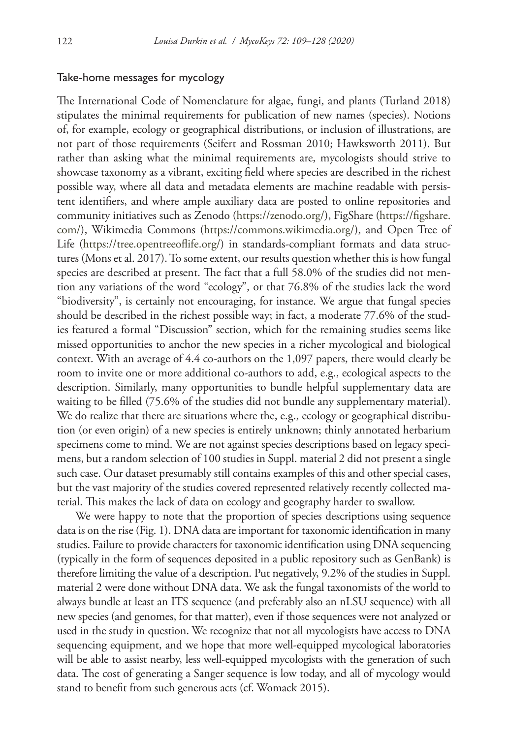### Take-home messages for mycology

The International Code of Nomenclature for algae, fungi, and plants (Turland 2018) stipulates the minimal requirements for publication of new names (species). Notions of, for example, ecology or geographical distributions, or inclusion of illustrations, are not part of those requirements (Seifert and Rossman 2010; Hawksworth 2011). But rather than asking what the minimal requirements are, mycologists should strive to showcase taxonomy as a vibrant, exciting field where species are described in the richest possible way, where all data and metadata elements are machine readable with persistent identifiers, and where ample auxiliary data are posted to online repositories and community initiatives such as Zenodo (https://zenodo.org/), FigShare (https://figshare.com/), Wikimedia Commons (https://commons.wikimedia.org/), and Open Tree of Life (https://tree.opentreeoflife.org/) in standards-compliant formats and data structures (Mons et al. 2017). To some extent, our results question whether this is how fungal species are described at present. The fact that a full 58.0% of the studies did not mention any variations of the word "ecology", or that 76.8% of the studies lack the word "biodiversity", is certainly not encouraging, for instance. We argue that fungal species should be described in the richest possible way; in fact, a moderate 77.6% of the studies featured a formal "Discussion" section, which for the remaining studies seems like missed opportunities to anchor the new species in a richer mycological and biological context. With an average of 4.4 co-authors on the 1,097 papers, there would clearly be room to invite one or more additional co-authors to add, e.g., ecological aspects to the description. Similarly, many opportunities to bundle helpful supplementary data are waiting to be filled (75.6% of the studies did not bundle any supplementary material). We do realize that there are situations where the, e.g., ecology or geographical distribution (or even origin) of a new species is entirely unknown; thinly annotated herbarium specimens come to mind. We are not against species descriptions based on legacy specimens, but a random selection of 100 studies in Suppl. material 2 did not present a single such case. Our dataset presumably still contains examples of this and other special cases, but the vast majority of the studies covered represented relatively recently collected material. This makes the lack of data on ecology and geography harder to swallow.

We were happy to note that the proportion of species descriptions using sequence data is on the rise (Fig. 1). DNA data are important for taxonomic identification in many studies. Failure to provide characters for taxonomic identification using DNA sequencing (typically in the form of sequences deposited in a public repository such as GenBank) is therefore limiting the value of a description. Put negatively, 9.2% of the studies in Suppl. material 2 were done without DNA data. We ask the fungal taxonomists of the world to always bundle at least an ITS sequence (and preferably also an nLSU sequence) with all new species (and genomes, for that matter), even if those sequences were not analyzed or used in the study in question. We recognize that not all mycologists have access to DNA sequencing equipment, and we hope that more well-equipped mycological laboratories will be able to assist nearby, less well-equipped mycologists with the generation of such data. The cost of generating a Sanger sequence is low today, and all of mycology would stand to benefit from such generous acts (cf. Womack 2015).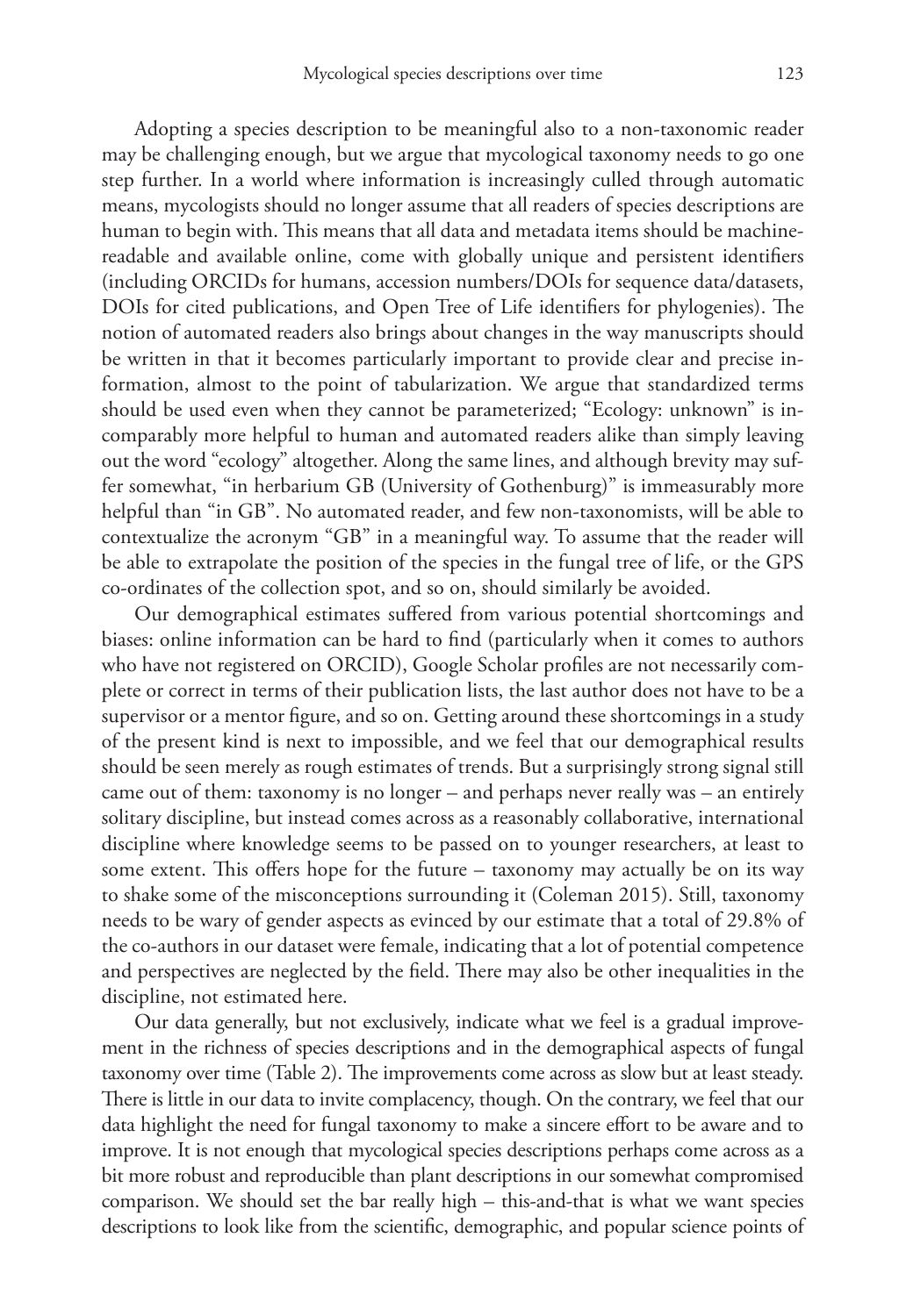Adopting a species description to be meaningful also to a non-taxonomic reader may be challenging enough, but we argue that mycological taxonomy needs to go one step further. In a world where information is increasingly culled through automatic means, mycologists should no longer assume that all readers of species descriptions are human to begin with. This means that all data and metadata items should be machine-readable and available online, come with globally unique and persistent identifiers (including ORCIDs for humans, accession numbers/DOIs for sequence data/datasets, DOIs for cited publications, and Open Tree of Life identifiers for phylogenies). The notion of automated readers also brings about changes in the way manuscripts should be written in that it becomes particularly important to provide clear and precise information, almost to the point of tabularization. We argue that standardized terms should be used even when they cannot be parameterized; "Ecology: unknown" is incomparably more helpful to human and automated readers alike than simply leaving out the word "ecology" altogether. Along the same lines, and although brevity may suffer somewhat, "in herbarium GB (University of Gothenburg)" is immeasurably more helpful than "in GB". No automated reader, and few non-taxonomists, will be able to contextualize the acronym "GB" in a meaningful way. To assume that the reader will be able to extrapolate the position of the species in the fungal tree of life, or the GPS co-ordinates of the collection spot, and so on, should similarly be avoided.

Our demographical estimates suffered from various potential shortcomings and biases: online information can be hard to find (particularly when it comes to authors who have not registered on ORCID), Google Scholar profiles are not necessarily complete or correct in terms of their publication lists, the last author does not have to be a supervisor or a mentor figure, and so on. Getting around these shortcomings in a study of the present kind is next to impossible, and we feel that our demographical results should be seen merely as rough estimates of trends. But a surprisingly strong signal still came out of them: taxonomy is no longer – and perhaps never really was – an entirely solitary discipline, but instead comes across as a reasonably collaborative, international discipline where knowledge seems to be passed on to younger researchers, at least to some extent. This offers hope for the future – taxonomy may actually be on its way to shake some of the misconceptions surrounding it (Coleman 2015). Still, taxonomy needs to be wary of gender aspects as evinced by our estimate that a total of 29.8% of the co-authors in our dataset were female, indicating that a lot of potential competence and perspectives are neglected by the field. There may also be other inequalities in the discipline, not estimated here.

Our data generally, but not exclusively, indicate what we feel is a gradual improvement in the richness of species descriptions and in the demographical aspects of fungal taxonomy over time (Table 2). The improvements come across as slow but at least steady. There is little in our data to invite complacency, though. On the contrary, we feel that our data highlight the need for fungal taxonomy to make a sincere effort to be aware and to improve. It is not enough that mycological species descriptions perhaps come across as a bit more robust and reproducible than plant descriptions in our somewhat compromised comparison. We should set the bar really high – this-and-that is what we want species descriptions to look like from the scientific, demographic, and popular science points of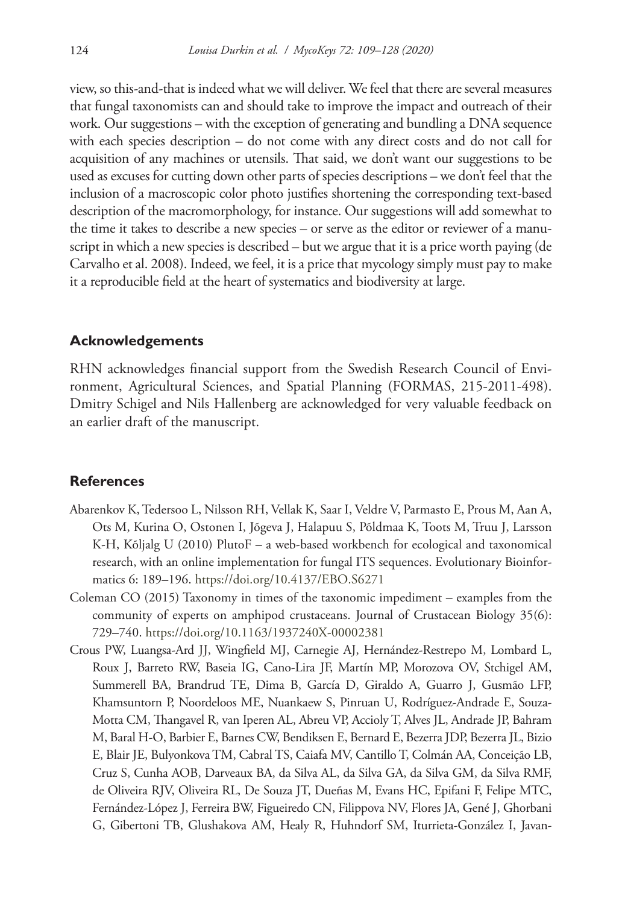view, so this-and-that is indeed what we will deliver. We feel that there are several measures that fungal taxonomists can and should take to improve the impact and outreach of their work. Our suggestions – with the exception of generating and bundling a DNA sequence with each species description – do not come with any direct costs and do not call for acquisition of any machines or utensils. That said, we don't want our suggestions to be used as excuses for cutting down other parts of species descriptions – we don't feel that the inclusion of a macroscopic color photo justifies shortening the corresponding text-based description of the macromorphology, for instance. Our suggestions will add somewhat to the time it takes to describe a new species – or serve as the editor or reviewer of a manuscript in which a new species is described – but we argue that it is a price worth paying (de Carvalho et al. 2008). Indeed, we feel, it is a price that mycology simply must pay to make it a reproducible field at the heart of systematics and biodiversity at large.

## Acknowledgements

RHN acknowledges financial support from the Swedish Research Council of Environment, Agricultural Sciences, and Spatial Planning (FORMAS, 215-2011-498). Dmitry Schigel and Nils Hallenberg are acknowledged for very valuable feedback on an earlier draft of the manuscript.

## References

Abarenkov K, Tedersoo L, Nilsson RH, Vellak K, Saar I, Veldre V, Parmasto E, Prous M, Aan A, Ots M, Kurina O, Ostonen I, Jõgeva J, Halapuu S, Põldmaa K, Toots M, Truu J, Larsson K-H, Kõljalg U (2010) PlutoF – a web-based workbench for ecological and taxonomical research, with an online implementation for fungal ITS sequences. Evolutionary Bioinformatics 6: 189–196. https://doi.org/10.4137/EBO.S6271

Coleman CO (2015) Taxonomy in times of the taxonomic impediment – examples from the community of experts on amphipod crustaceans. Journal of Crustacean Biology 35(6): 729–740. https://doi.org/10.1163/1937240X-00002381

Crous PW, Luangsa-Ard JJ, Wingfield MJ, Carnegie AJ, Hernández-Restrepo M, Lombard L, Roux J, Barreto RW, Baseia IG, Cano-Lira JF, Martín MP, Morozova OV, Stchigel AM, Summerell BA, Brandrud TE, Dima B, García D, Giraldo A, Guarro J, Gusmão LFP, Khamsuntorn P, Noordeloos ME, Nuankaew S, Pinruan U, Rodríguez-Andrade E, Souza-Motta CM, Thangavel R, van Iperen AL, Abreu VP, Accioly T, Alves JL, Andrade JP, Bahram M, Baral H-O, Barbier E, Barnes CW, Bendiksen E, Bernard E, Bezerra JDP, Bezerra JL, Bizio E, Blair JE, Bulyonkova TM, Cabral TS, Caiafa MV, Cantillo T, Colmán AA, Conceição LB, Cruz S, Cunha AOB, Darveaux BA, da Silva AL, da Silva GA, da Silva GM, da Silva RMF, de Oliveira RJV, Oliveira RL, De Souza JT, Dueñas M, Evans HC, Epifani F, Felipe MTC, Fernández-López J, Ferreira BW, Figueiredo CN, Filippova NV, Flores JA, Gené J, Ghorbani G, Gibertoni TB, Glushakova AM, Healy R, Huhndorf SM, Iturrieta-González I, Javan-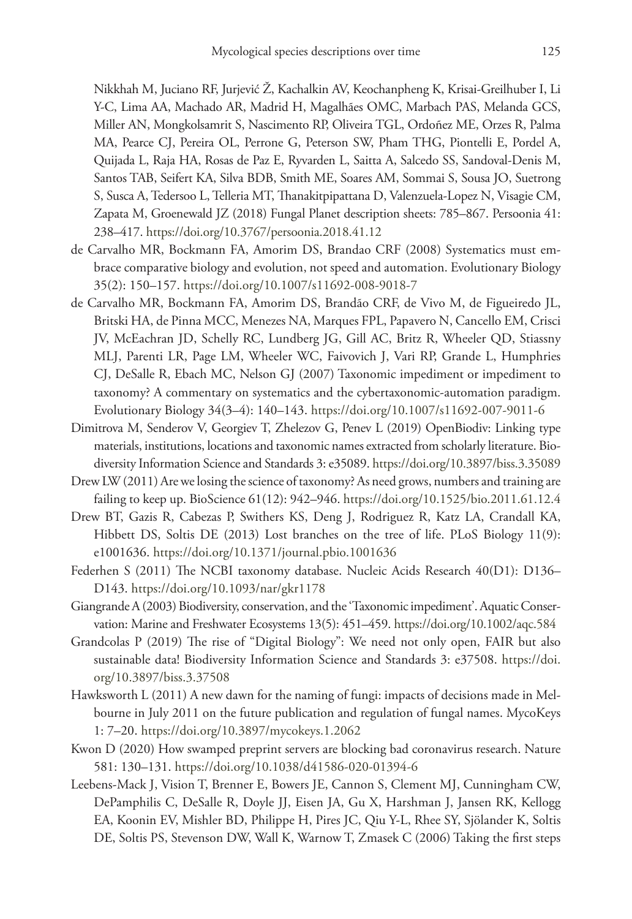Nikkhah M, Juciano RF, Jurjević Ž, Kachalkin AV, Keochanpheng K, Krisai-Greilhuber I, Li Y-C, Lima AA, Machado AR, Madrid H, Magalhães OMC, Marbach PAS, Melanda GCS, Miller AN, Mongkolsamrit S, Nascimento RP, Oliveira TGL, Ordoñez ME, Orzes R, Palma MA, Pearce CJ, Pereira OL, Perrone G, Peterson SW, Pham THG, Piontelli E, Pordel A, Quijada L, Raja HA, Rosas de Paz E, Ryvarden L, Saitta A, Salcedo SS, Sandoval-Denis M, Santos TAB, Seifert KA, Silva BDB, Smith ME, Soares AM, Sommai S, Sousa JO, Suetrong S, Susca A, Tedersoo L, Telleria MT, Thanakitpipattana D, Valenzuela-Lopez N, Visagie CM, Zapata M, Groenewald JZ (2018) Fungal Planet description sheets: 785–867. Persoonia 41: 238–417. https://doi.org/10.3767/persoonia.2018.41.12

de Carvalho MR, Bockmann FA, Amorim DS, Brandao CRF (2008) Systematics must embrace comparative biology and evolution, not speed and automation. Evolutionary Biology 35(2): 150–157. https://doi.org/10.1007/s11692-008-9018-7

de Carvalho MR, Bockmann FA, Amorim DS, Brandão CRF, de Vivo M, de Figueiredo JL, Britski HA, de Pinna MCC, Menezes NA, Marques FPL, Papavero N, Cancello EM, Crisci JV, McEachran JD, Schelly RC, Lundberg JG, Gill AC, Britz R, Wheeler QD, Stiassny MLJ, Parenti LR, Page LM, Wheeler WC, Faivovich J, Vari RP, Grande L, Humphries CJ, DeSalle R, Ebach MC, Nelson GJ (2007) Taxonomic impediment or impediment to taxonomy? A commentary on systematics and the cybertaxonomic-automation paradigm. Evolutionary Biology 34(3–4): 140–143. https://doi.org/10.1007/s11692-007-9011-6

Dimitrova M, Senderov V, Georgiev T, Zhelezov G, Penev L (2019) OpenBiodiv: Linking type materials, institutions, locations and taxonomic names extracted from scholarly literature. Biodiversity Information Science and Standards 3: e35089. https://doi.org/10.3897/biss.3.35089

Drew LW (2011) Are we losing the science of taxonomy? As need grows, numbers and training are failing to keep up. BioScience 61(12): 942–946. https://doi.org/10.1525/bio.2011.61.12.4

Drew BT, Gazis R, Cabezas P, Swithers KS, Deng J, Rodriguez R, Katz LA, Crandall KA, Hibbett DS, Soltis DE (2013) Lost branches on the tree of life. PLoS Biology 11(9): e1001636. https://doi.org/10.1371/journal.pbio.1001636

Federhen S (2011) The NCBI taxonomy database. Nucleic Acids Research 40(D1): D136–D143. https://doi.org/10.1093/nar/gkr1178

Giangrande A (2003) Biodiversity, conservation, and the 'Taxonomic impediment'. Aquatic Conservation: Marine and Freshwater Ecosystems 13(5): 451–459. https://doi.org/10.1002/aqc.584

Grandcolas P (2019) The rise of "Digital Biology": We need not only open, FAIR but also sustainable data! Biodiversity Information Science and Standards 3: e37508. https://doi.org/10.3897/biss.3.37508

Hawksworth L (2011) A new dawn for the naming of fungi: impacts of decisions made in Melbourne in July 2011 on the future publication and regulation of fungal names. MycoKeys 1: 7–20. https://doi.org/10.3897/mycokeys.1.2062

Kwon D (2020) How swamped preprint servers are blocking bad coronavirus research. Nature 581: 130–131. https://doi.org/10.1038/d41586-020-01394-6

Leebens-Mack J, Vision T, Brenner E, Bowers JE, Cannon S, Clement MJ, Cunningham CW, DePamphilis C, DeSalle R, Doyle JJ, Eisen JA, Gu X, Harshman J, Jansen RK, Kellogg EA, Koonin EV, Mishler BD, Philippe H, Pires JC, Qiu Y-L, Rhee SY, Sjölander K, Soltis DE, Soltis PS, Stevenson DW, Wall K, Warnow T, Zmasek C (2006) Taking the first steps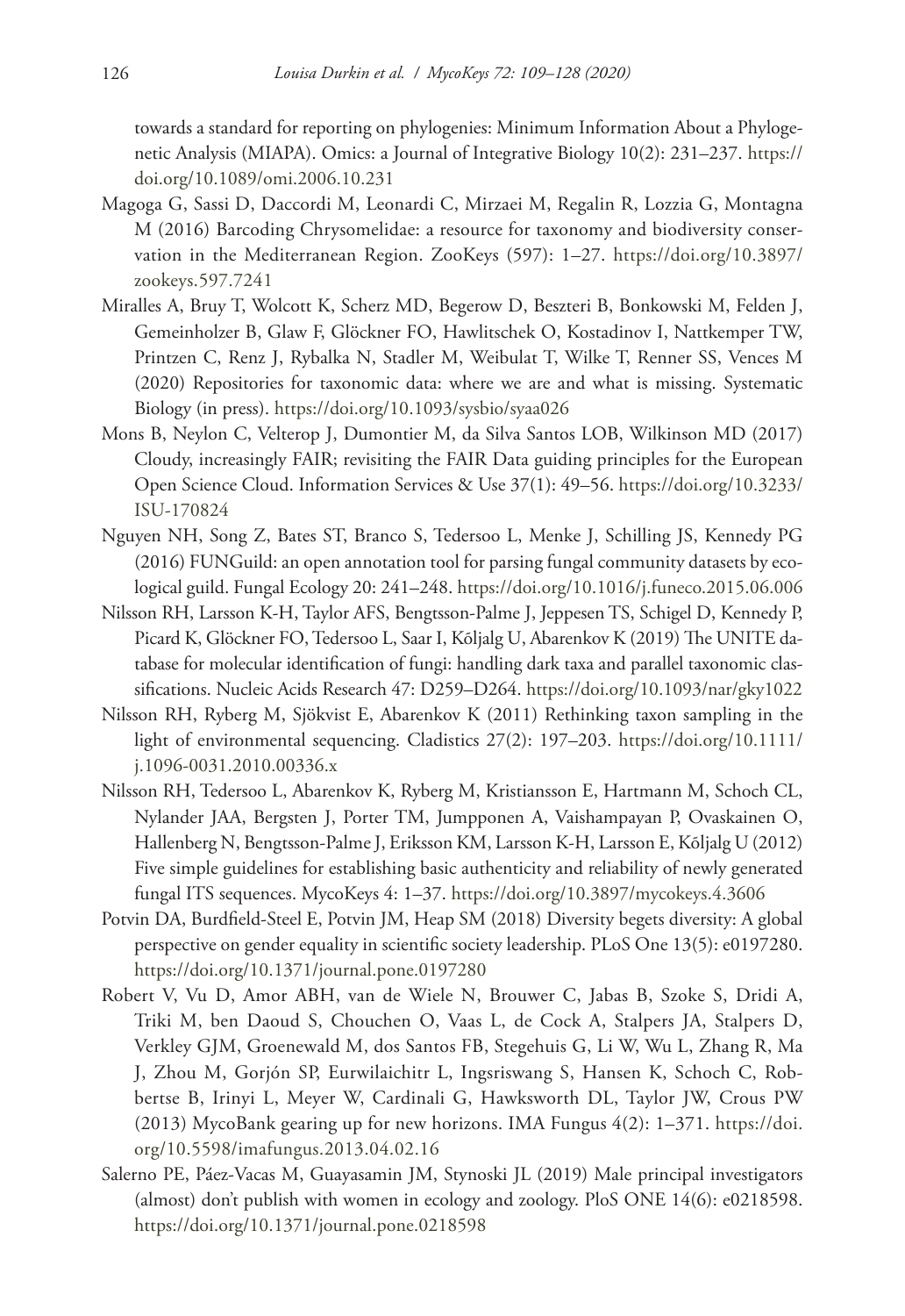towards a standard for reporting on phylogenies: Minimum Information About a Phylogenetic Analysis (MIAPA). Omics: a Journal of Integrative Biology 10(2): 231–237. https://doi.org/10.1089/omi.2006.10.231

Magoga G, Sassi D, Daccordi M, Leonardi C, Mirzaei M, Regalin R, Lozzia G, Montagna M (2016) Barcoding Chrysomelidae: a resource for taxonomy and biodiversity conservation in the Mediterranean Region. ZooKeys (597): 1–27. https://doi.org/10.3897/zookeys.597.7241

Miralles A, Bruy T, Wolcott K, Scherz MD, Begerow D, Beszteri B, Bonkowski M, Felden J, Gemeinholzer B, Glaw F, Glöckner FO, Hawlitschek O, Kostadinov I, Nattkemper TW, Printzen C, Renz J, Rybalka N, Stadler M, Weibulat T, Wilke T, Renner SS, Vences M (2020) Repositories for taxonomic data: where we are and what is missing. Systematic Biology (in press). https://doi.org/10.1093/sysbio/syaa026

Mons B, Neylon C, Velterop J, Dumontier M, da Silva Santos LOB, Wilkinson MD (2017) Cloudy, increasingly FAIR; revisiting the FAIR Data guiding principles for the European Open Science Cloud. Information Services & Use 37(1): 49–56. https://doi.org/10.3233/ISU-170824

Nguyen NH, Song Z, Bates ST, Branco S, Tedersoo L, Menke J, Schilling JS, Kennedy PG (2016) FUNGuild: an open annotation tool for parsing fungal community datasets by ecological guild. Fungal Ecology 20: 241–248. https://doi.org/10.1016/j.funeco.2015.06.006

Nilsson RH, Larsson K-H, Taylor AFS, Bengtsson-Palme J, Jeppesen TS, Schigel D, Kennedy P, Picard K, Glöckner FO, Tedersoo L, Saar I, Kõljalg U, Abarenkov K (2019) The UNITE database for molecular identification of fungi: handling dark taxa and parallel taxonomic classifications. Nucleic Acids Research 47: D259–D264. https://doi.org/10.1093/nar/gky1022

Nilsson RH, Ryberg M, Sjökvist E, Abarenkov K (2011) Rethinking taxon sampling in the light of environmental sequencing. Cladistics 27(2): 197–203. https://doi.org/10.1111/j.1096-0031.2010.00336.x

Nilsson RH, Tedersoo L, Abarenkov K, Ryberg M, Kristiansson E, Hartmann M, Schoch CL, Nylander JAA, Bergsten J, Porter TM, Jumpponen A, Vaishampayan P, Ovaskainen O, Hallenberg N, Bengtsson-Palme J, Eriksson KM, Larsson K-H, Larsson E, Kõljalg U (2012) Five simple guidelines for establishing basic authenticity and reliability of newly generated fungal ITS sequences. MycoKeys 4: 1–37. https://doi.org/10.3897/mycokeys.4.3606

Potvin DA, Burdfield-Steel E, Potvin JM, Heap SM (2018) Diversity begets diversity: A global perspective on gender equality in scientific society leadership. PLoS One 13(5): e0197280. https://doi.org/10.1371/journal.pone.0197280

Robert V, Vu D, Amor ABH, van de Wiele N, Brouwer C, Jabas B, Szoke S, Dridi A, Triki M, ben Daoud S, Chouchen O, Vaas L, de Cock A, Stalpers JA, Stalpers D, Verkley GJM, Groenewald M, dos Santos FB, Stegehuis G, Li W, Wu L, Zhang R, Ma J, Zhou M, Gorjón SP, Eurwilaichitr L, Ingsriswang S, Hansen K, Schoch C, Robbertse B, Irinyi L, Meyer W, Cardinali G, Hawksworth DL, Taylor JW, Crous PW (2013) MycoBank gearing up for new horizons. IMA Fungus 4(2): 1–371. https://doi.org/10.5598/imafungus.2013.04.02.16

Salerno PE, Páez-Vacas M, Guayasamin JM, Stynoski JL (2019) Male principal investigators (almost) don't publish with women in ecology and zoology. PloS ONE 14(6): e0218598. https://doi.org/10.1371/journal.pone.0218598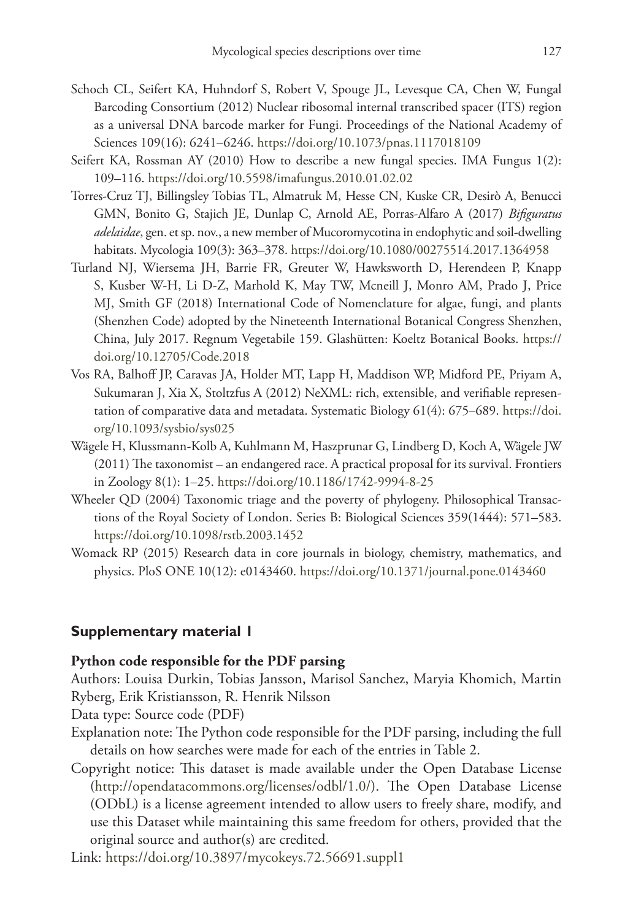Schoch CL, Seifert KA, Huhndorf S, Robert V, Spouge JL, Levesque CA, Chen W, Fungal Barcoding Consortium (2012) Nuclear ribosomal internal transcribed spacer (ITS) region as a universal DNA barcode marker for Fungi. Proceedings of the National Academy of Sciences 109(16): 6241–6246. https://doi.org/10.1073/pnas.1117018109

Seifert KA, Rossman AY (2010) How to describe a new fungal species. IMA Fungus 1(2): 109–116. https://doi.org/10.5598/imafungus.2010.01.02.02

Torres-Cruz TJ, Billingsley Tobias TL, Almatruk M, Hesse CN, Kuske CR, Desirò A, Benucci GMN, Bonito G, Stajich JE, Dunlap C, Arnold AE, Porras-Alfaro A (2017) *Bifiguratus adelaidae*, gen. et sp. nov., a new member of Mucoromycotina in endophytic and soil-dwelling habitats. Mycologia 109(3): 363–378. https://doi.org/10.1080/00275514.2017.1364958

Turland NJ, Wiersema JH, Barrie FR, Greuter W, Hawksworth D, Herendeen P, Knapp S, Kusber W-H, Li D-Z, Marhold K, May TW, Mcneill J, Monro AM, Prado J, Price MJ, Smith GF (2018) International Code of Nomenclature for algae, fungi, and plants (Shenzhen Code) adopted by the Nineteenth International Botanical Congress Shenzhen, China, July 2017. Regnum Vegetabile 159. Glashütten: Koeltz Botanical Books. https://doi.org/10.12705/Code.2018

Vos RA, Balhoff JP, Caravas JA, Holder MT, Lapp H, Maddison WP, Midford PE, Priyam A, Sukumaran J, Xia X, Stoltzfus A (2012) NeXML: rich, extensible, and verifiable representation of comparative data and metadata. Systematic Biology 61(4): 675–689. https://doi.org/10.1093/sysbio/sys025

Wägele H, Klussmann-Kolb A, Kuhlmann M, Haszprunar G, Lindberg D, Koch A, Wägele JW (2011) The taxonomist – an endangered race. A practical proposal for its survival. Frontiers in Zoology 8(1): 1–25. https://doi.org/10.1186/1742-9994-8-25

Wheeler QD (2004) Taxonomic triage and the poverty of phylogeny. Philosophical Transactions of the Royal Society of London. Series B: Biological Sciences 359(1444): 571–583. https://doi.org/10.1098/rstb.2003.1452

Womack RP (2015) Research data in core journals in biology, chemistry, mathematics, and physics. PloS ONE 10(12): e0143460. https://doi.org/10.1371/journal.pone.0143460

## Supplementary material 1

**Python code responsible for the PDF parsing**

Authors: Louisa Durkin, Tobias Jansson, Marisol Sanchez, Maryia Khomich, Martin Ryberg, Erik Kristiansson, R. Henrik Nilsson

Data type: Source code (PDF)

Explanation note: The Python code responsible for the PDF parsing, including the full details on how searches were made for each of the entries in Table 2.

Copyright notice: This dataset is made available under the Open Database License (http://opendatacommons.org/licenses/odbl/1.0/). The Open Database License (ODbL) is a license agreement intended to allow users to freely share, modify, and use this Dataset while maintaining this same freedom for others, provided that the original source and author(s) are credited.

Link: https://doi.org/10.3897/mycokeys.72.56691.suppl1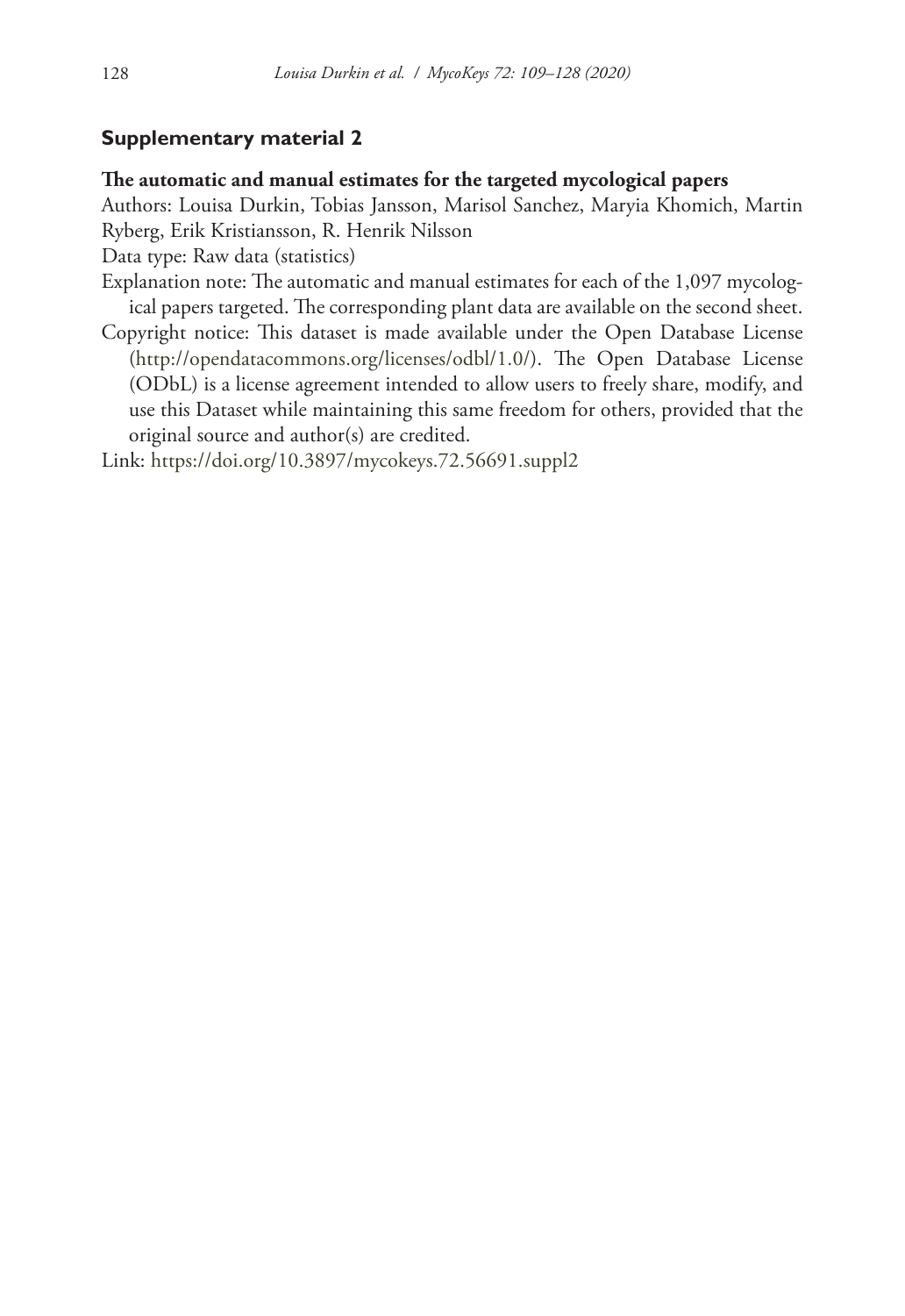## Supplementary material 2

**The automatic and manual estimates for the targeted mycological papers**

Authors: Louisa Durkin, Tobias Jansson, Marisol Sanchez, Maryia Khomich, Martin Ryberg, Erik Kristiansson, R. Henrik Nilsson

Data type: Raw data (statistics)

Explanation note: The automatic and manual estimates for each of the 1,097 mycological papers targeted. The corresponding plant data are available on the second sheet.

Copyright notice: This dataset is made available under the Open Database License (http://opendatacommons.org/licenses/odbl/1.0/). The Open Database License (ODbL) is a license agreement intended to allow users to freely share, modify, and use this Dataset while maintaining this same freedom for others, provided that the original source and author(s) are credited.

Link: https://doi.org/10.3897/mycokeys.72.56691.suppl2